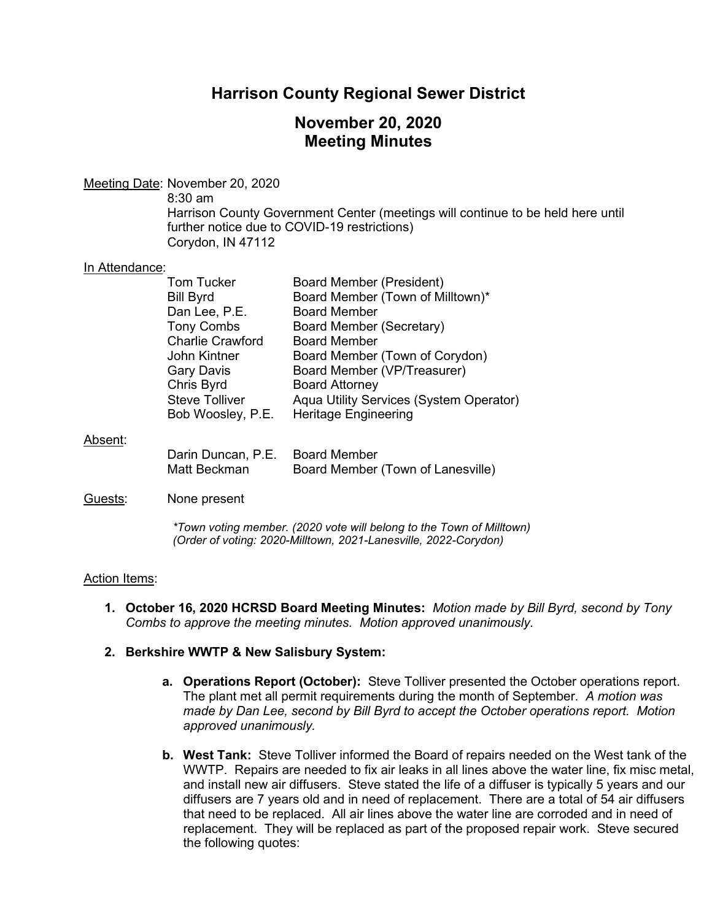# Harrison County Regional Sewer District

## November 20, 2020
## Meeting Minutes

Meeting Date: November 20, 2020
8:30 am
Harrison County Government Center (meetings will continue to be held here until further notice due to COVID-19 restrictions)
Corydon, IN 47112

In Attendance:

| | |
|---|---|
| Tom Tucker | Board Member (President) |
| Bill Byrd | Board Member (Town of Milltown)* |
| Dan Lee, P.E. | Board Member |
| Tony Combs | Board Member (Secretary) |
| Charlie Crawford | Board Member |
| John Kintner | Board Member (Town of Corydon) |
| Gary Davis | Board Member (VP/Treasurer) |
| Chris Byrd | Board Attorney |
| Steve Tolliver | Aqua Utility Services (System Operator) |
| Bob Woosley, P.E. | Heritage Engineering |

Absent:

| | |
|---|---|
| Darin Duncan, P.E. | Board Member |
| Matt Beckman | Board Member (Town of Lanesville) |

Guests: None present

*\*Town voting member. (2020 vote will belong to the Town of Milltown)*
*(Order of voting: 2020-Milltown, 2021-Lanesville, 2022-Corydon)*

Action Items:

1. **October 16, 2020 HCRSD Board Meeting Minutes:** *Motion made by Bill Byrd, second by Tony Combs to approve the meeting minutes. Motion approved unanimously.*

2. **Berkshire WWTP & New Salisbury System:**

   a. **Operations Report (October):** Steve Tolliver presented the October operations report. The plant met all permit requirements during the month of September. *A motion was made by Dan Lee, second by Bill Byrd to accept the October operations report. Motion approved unanimously.*

   b. **West Tank:** Steve Tolliver informed the Board of repairs needed on the West tank of the WWTP. Repairs are needed to fix air leaks in all lines above the water line, fix misc metal, and install new air diffusers. Steve stated the life of a diffuser is typically 5 years and our diffusers are 7 years old and in need of replacement. There are a total of 54 air diffusers that need to be replaced. All air lines above the water line are corroded and in need of replacement. They will be replaced as part of the proposed repair work. Steve secured the following quotes: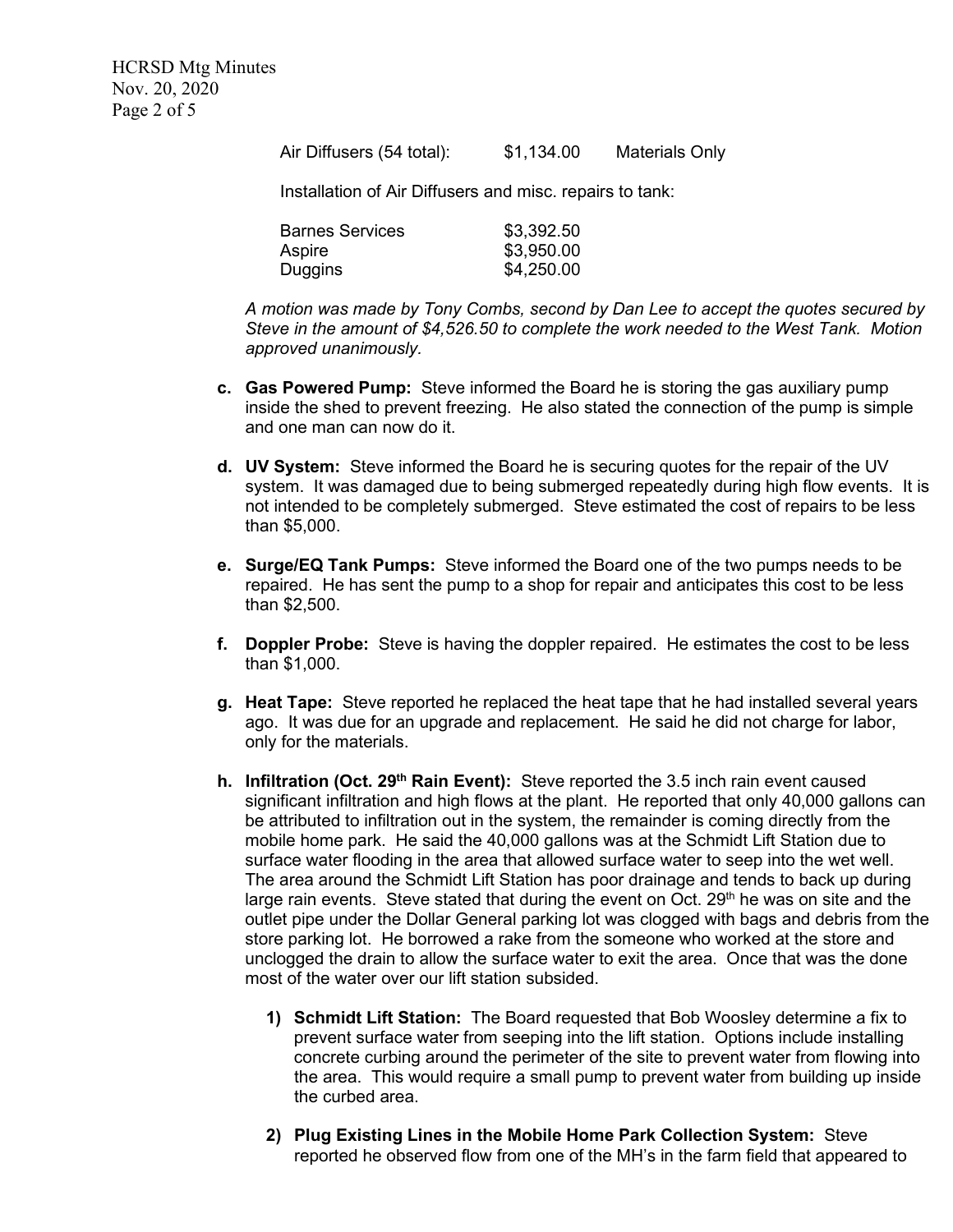| | | |
|---|---|---|
| Air Diffusers (54 total): | $1,134.00 | Materials Only |

Installation of Air Diffusers and misc. repairs to tank:

| | |
|---|---|
| Barnes Services | $3,392.50 |
| Aspire | $3,950.00 |
| Duggins | $4,250.00 |

*A motion was made by Tony Combs, second by Dan Lee to accept the quotes secured by Steve in the amount of $4,526.50 to complete the work needed to the West Tank. Motion approved unanimously.*

c. **Gas Powered Pump:** Steve informed the Board he is storing the gas auxiliary pump inside the shed to prevent freezing. He also stated the connection of the pump is simple and one man can now do it.

d. **UV System:** Steve informed the Board he is securing quotes for the repair of the UV system. It was damaged due to being submerged repeatedly during high flow events. It is not intended to be completely submerged. Steve estimated the cost of repairs to be less than $5,000.

e. **Surge/EQ Tank Pumps:** Steve informed the Board one of the two pumps needs to be repaired. He has sent the pump to a shop for repair and anticipates this cost to be less than $2,500.

f. **Doppler Probe:** Steve is having the doppler repaired. He estimates the cost to be less than $1,000.

g. **Heat Tape:** Steve reported he replaced the heat tape that he had installed several years ago. It was due for an upgrade and replacement. He said he did not charge for labor, only for the materials.

h. **Infiltration (Oct. 29th Rain Event):** Steve reported the 3.5 inch rain event caused significant infiltration and high flows at the plant. He reported that only 40,000 gallons can be attributed to infiltration out in the system, the remainder is coming directly from the mobile home park. He said the 40,000 gallons was at the Schmidt Lift Station due to surface water flooding in the area that allowed surface water to seep into the wet well. The area around the Schmidt Lift Station has poor drainage and tends to back up during large rain events. Steve stated that during the event on Oct. 29th he was on site and the outlet pipe under the Dollar General parking lot was clogged with bags and debris from the store parking lot. He borrowed a rake from the someone who worked at the store and unclogged the drain to allow the surface water to exit the area. Once that was the done most of the water over our lift station subsided.

1) **Schmidt Lift Station:** The Board requested that Bob Woosley determine a fix to prevent surface water from seeping into the lift station. Options include installing concrete curbing around the perimeter of the site to prevent water from flowing into the area. This would require a small pump to prevent water from building up inside the curbed area.

2) **Plug Existing Lines in the Mobile Home Park Collection System:** Steve reported he observed flow from one of the MH's in the farm field that appeared to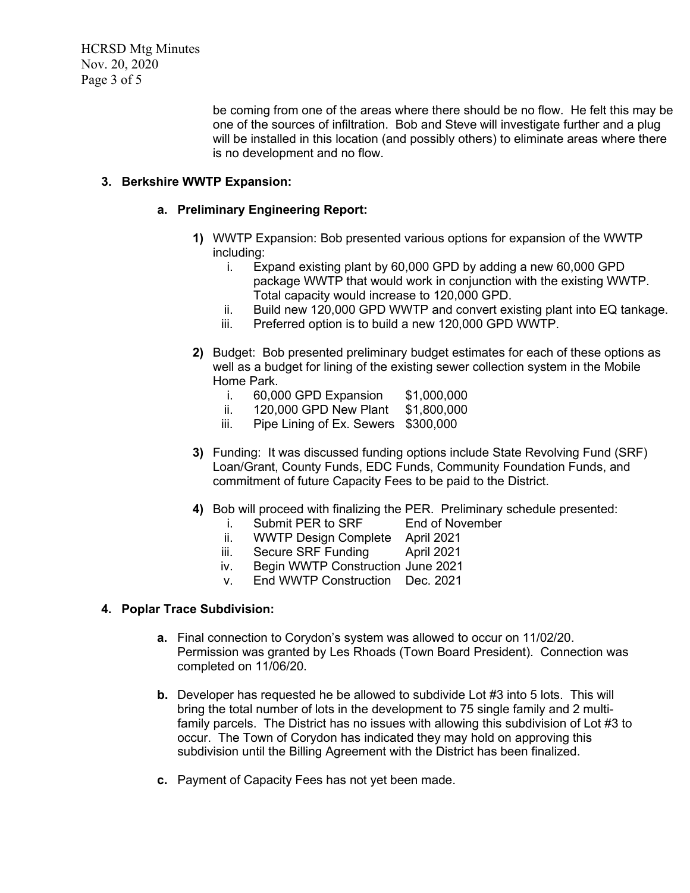be coming from one of the areas where there should be no flow. He felt this may be one of the sources of infiltration. Bob and Steve will investigate further and a plug will be installed in this location (and possibly others) to eliminate areas where there is no development and no flow.

**3. Berkshire WWTP Expansion:**

**a. Preliminary Engineering Report:**

**1)** WWTP Expansion: Bob presented various options for expansion of the WWTP including:

i. Expand existing plant by 60,000 GPD by adding a new 60,000 GPD package WWTP that would work in conjunction with the existing WWTP. Total capacity would increase to 120,000 GPD.

ii. Build new 120,000 GPD WWTP and convert existing plant into EQ tankage.

iii. Preferred option is to build a new 120,000 GPD WWTP.

**2)** Budget: Bob presented preliminary budget estimates for each of these options as well as a budget for lining of the existing sewer collection system in the Mobile Home Park.

i. 60,000 GPD Expansion $1,000,000

ii. 120,000 GPD New Plant $1,800,000

iii. Pipe Lining of Ex. Sewers $300,000

**3)** Funding: It was discussed funding options include State Revolving Fund (SRF) Loan/Grant, County Funds, EDC Funds, Community Foundation Funds, and commitment of future Capacity Fees to be paid to the District.

**4)** Bob will proceed with finalizing the PER. Preliminary schedule presented:

i. Submit PER to SRF End of November

ii. WWTP Design Complete April 2021

iii. Secure SRF Funding April 2021

iv. Begin WWTP Construction June 2021

v. End WWTP Construction Dec. 2021

**4. Poplar Trace Subdivision:**

**a.** Final connection to Corydon's system was allowed to occur on 11/02/20. Permission was granted by Les Rhoads (Town Board President). Connection was completed on 11/06/20.

**b.** Developer has requested he be allowed to subdivide Lot #3 into 5 lots. This will bring the total number of lots in the development to 75 single family and 2 multi-family parcels. The District has no issues with allowing this subdivision of Lot #3 to occur. The Town of Corydon has indicated they may hold on approving this subdivision until the Billing Agreement with the District has been finalized.

**c.** Payment of Capacity Fees has not yet been made.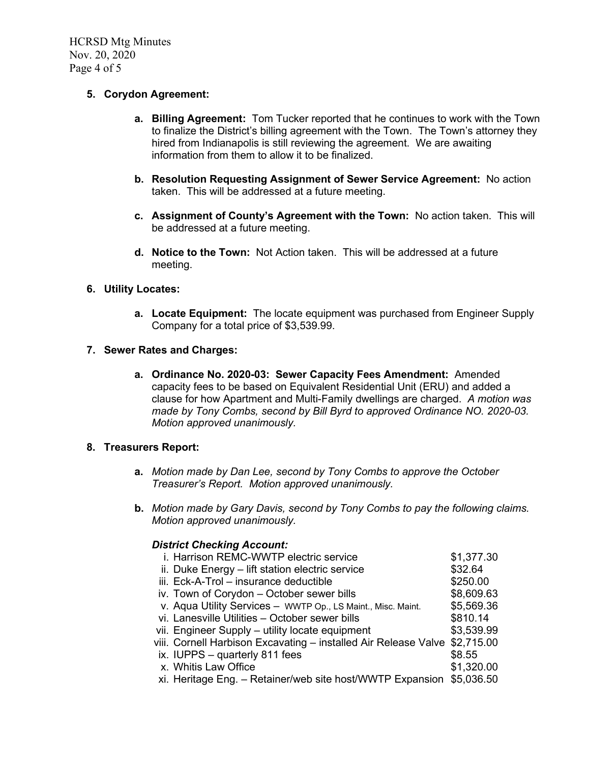**5. Corydon Agreement:**

**a. Billing Agreement:** Tom Tucker reported that he continues to work with the Town to finalize the District's billing agreement with the Town. The Town's attorney they hired from Indianapolis is still reviewing the agreement. We are awaiting information from them to allow it to be finalized.

**b. Resolution Requesting Assignment of Sewer Service Agreement:** No action taken. This will be addressed at a future meeting.

**c. Assignment of County's Agreement with the Town:** No action taken. This will be addressed at a future meeting.

**d. Notice to the Town:** Not Action taken. This will be addressed at a future meeting.

**6. Utility Locates:**

**a. Locate Equipment:** The locate equipment was purchased from Engineer Supply Company for a total price of $3,539.99.

**7. Sewer Rates and Charges:**

**a. Ordinance No. 2020-03: Sewer Capacity Fees Amendment:** Amended capacity fees to be based on Equivalent Residential Unit (ERU) and added a clause for how Apartment and Multi-Family dwellings are charged. *A motion was made by Tony Combs, second by Bill Byrd to approved Ordinance NO. 2020-03. Motion approved unanimously.*

**8. Treasurers Report:**

**a.** *Motion made by Dan Lee, second by Tony Combs to approve the October Treasurer's Report. Motion approved unanimously.*

**b.** *Motion made by Gary Davis, second by Tony Combs to pay the following claims. Motion approved unanimously.*

***District Checking Account:***

| | |
|---|---|
| i. Harrison REMC-WWTP electric service | $1,377.30 |
| ii. Duke Energy – lift station electric service | $32.64 |
| iii. Eck-A-Trol – insurance deductible | $250.00 |
| iv. Town of Corydon – October sewer bills | $8,609.63 |
| v. Aqua Utility Services – WWTP Op., LS Maint., Misc. Maint. | $5,569.36 |
| vi. Lanesville Utilities – October sewer bills | $810.14 |
| vii. Engineer Supply – utility locate equipment | $3,539.99 |
| viii. Cornell Harbison Excavating – installed Air Release Valve | $2,715.00 |
| ix. IUPPS – quarterly 811 fees | $8.55 |
| x. Whitis Law Office | $1,320.00 |
| xi. Heritage Eng. – Retainer/web site host/WWTP Expansion | $5,036.50 |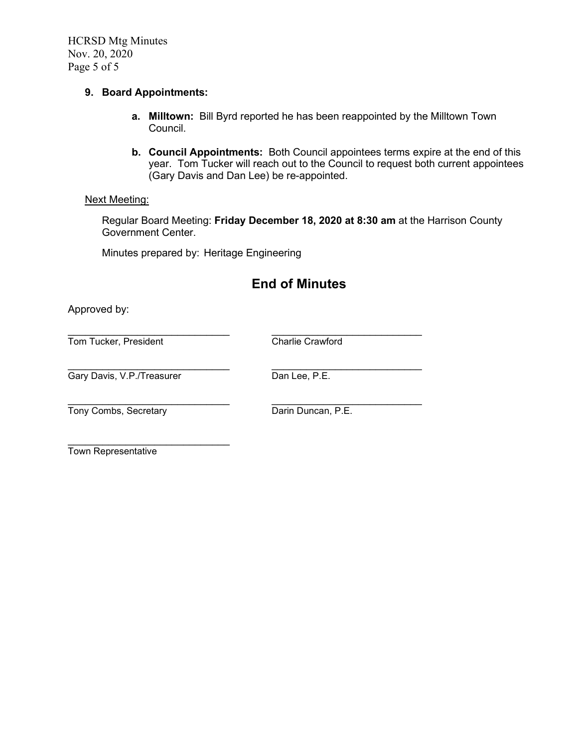**9. Board Appointments:**

- **a. Milltown:** Bill Byrd reported he has been reappointed by the Milltown Town Council.

- **b. Council Appointments:** Both Council appointees terms expire at the end of this year. Tom Tucker will reach out to the Council to request both current appointees (Gary Davis and Dan Lee) be re-appointed.

Next Meeting:

Regular Board Meeting: **Friday December 18, 2020 at 8:30 am** at the Harrison County Government Center.

Minutes prepared by: Heritage Engineering

## End of Minutes

Approved by:

| | |
|---|---|
| ______________________________ | ______________________________ |
| Tom Tucker, President | Charlie Crawford |
| ______________________________ | ______________________________ |
| Gary Davis, V.P./Treasurer | Dan Lee, P.E. |
| ______________________________ | ______________________________ |
| Tony Combs, Secretary | Darin Duncan, P.E. |
| ______________________________ | |
| Town Representative | |